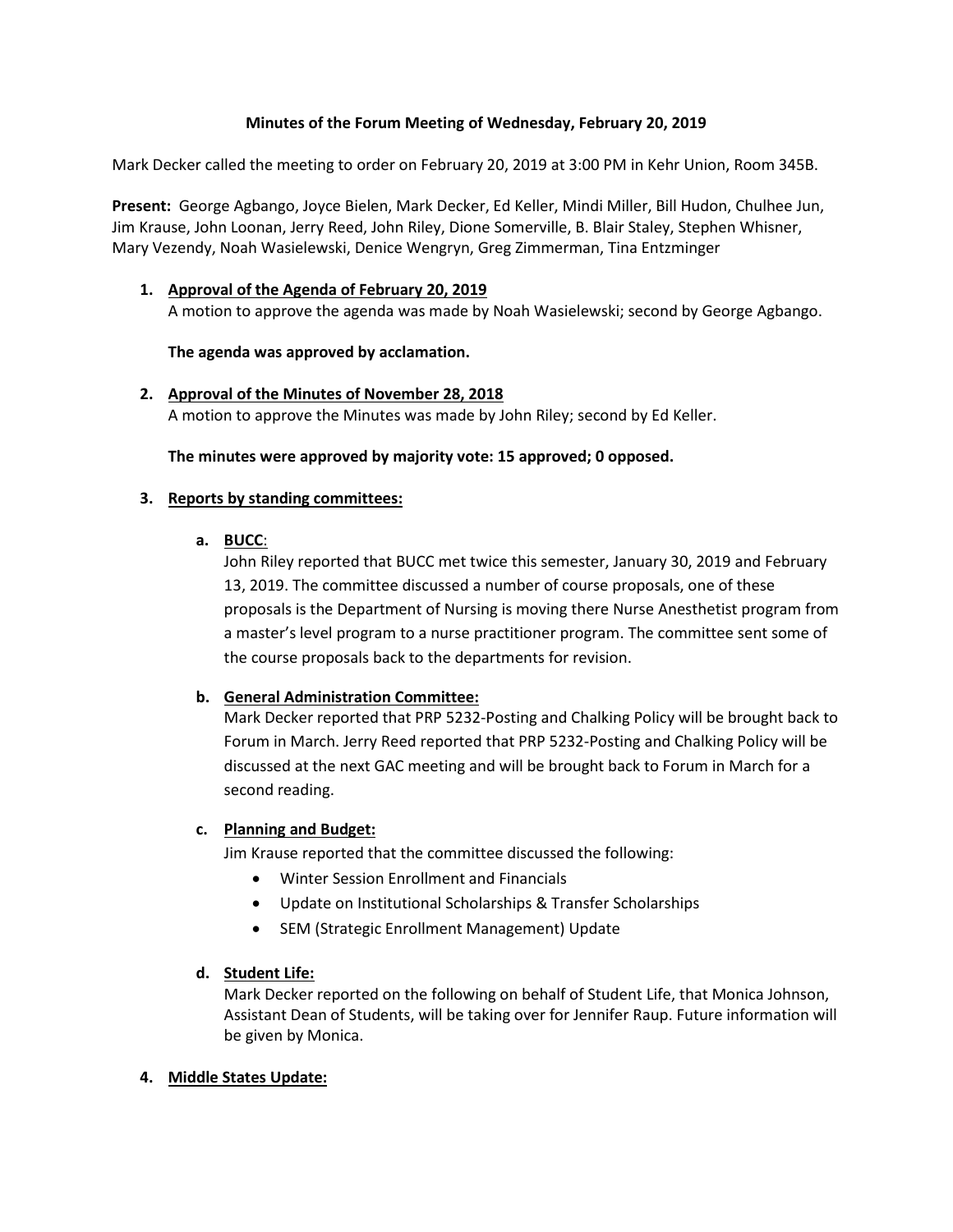**Minutes of the Forum Meeting of Wednesday, February 20, 2019**

Mark Decker called the meeting to order on February 20, 2019 at 3:00 PM in Kehr Union, Room 345B.

**Present:** George Agbango, Joyce Bielen, Mark Decker, Ed Keller, Mindi Miller, Bill Hudon, Chulhee Jun, Jim Krause, John Loonan, Jerry Reed, John Riley, Dione Somerville, B. Blair Staley, Stephen Whisner, Mary Vezendy, Noah Wasielewski, Denice Wengryn, Greg Zimmerman, Tina Entzminger

1. **Approval of the Agenda of February 20, 2019**

   A motion to approve the agenda was made by Noah Wasielewski; second by George Agbango.

   **The agenda was approved by acclamation.**

2. **Approval of the Minutes of November 28, 2018**

   A motion to approve the Minutes was made by John Riley; second by Ed Keller.

   **The minutes were approved by majority vote: 15 approved; 0 opposed.**

3. **Reports by standing committees:**

   a. **BUCC**:

      John Riley reported that BUCC met twice this semester, January 30, 2019 and February 13, 2019. The committee discussed a number of course proposals, one of these proposals is the Department of Nursing is moving there Nurse Anesthetist program from a master's level program to a nurse practitioner program. The committee sent some of the course proposals back to the departments for revision.

   b. **General Administration Committee:**

      Mark Decker reported that PRP 5232-Posting and Chalking Policy will be brought back to Forum in March. Jerry Reed reported that PRP 5232-Posting and Chalking Policy will be discussed at the next GAC meeting and will be brought back to Forum in March for a second reading.

   c. **Planning and Budget:**

      Jim Krause reported that the committee discussed the following:

      - Winter Session Enrollment and Financials
      - Update on Institutional Scholarships & Transfer Scholarships
      - SEM (Strategic Enrollment Management) Update

   d. **Student Life:**

      Mark Decker reported on the following on behalf of Student Life, that Monica Johnson, Assistant Dean of Students, will be taking over for Jennifer Raup. Future information will be given by Monica.

4. **Middle States Update:**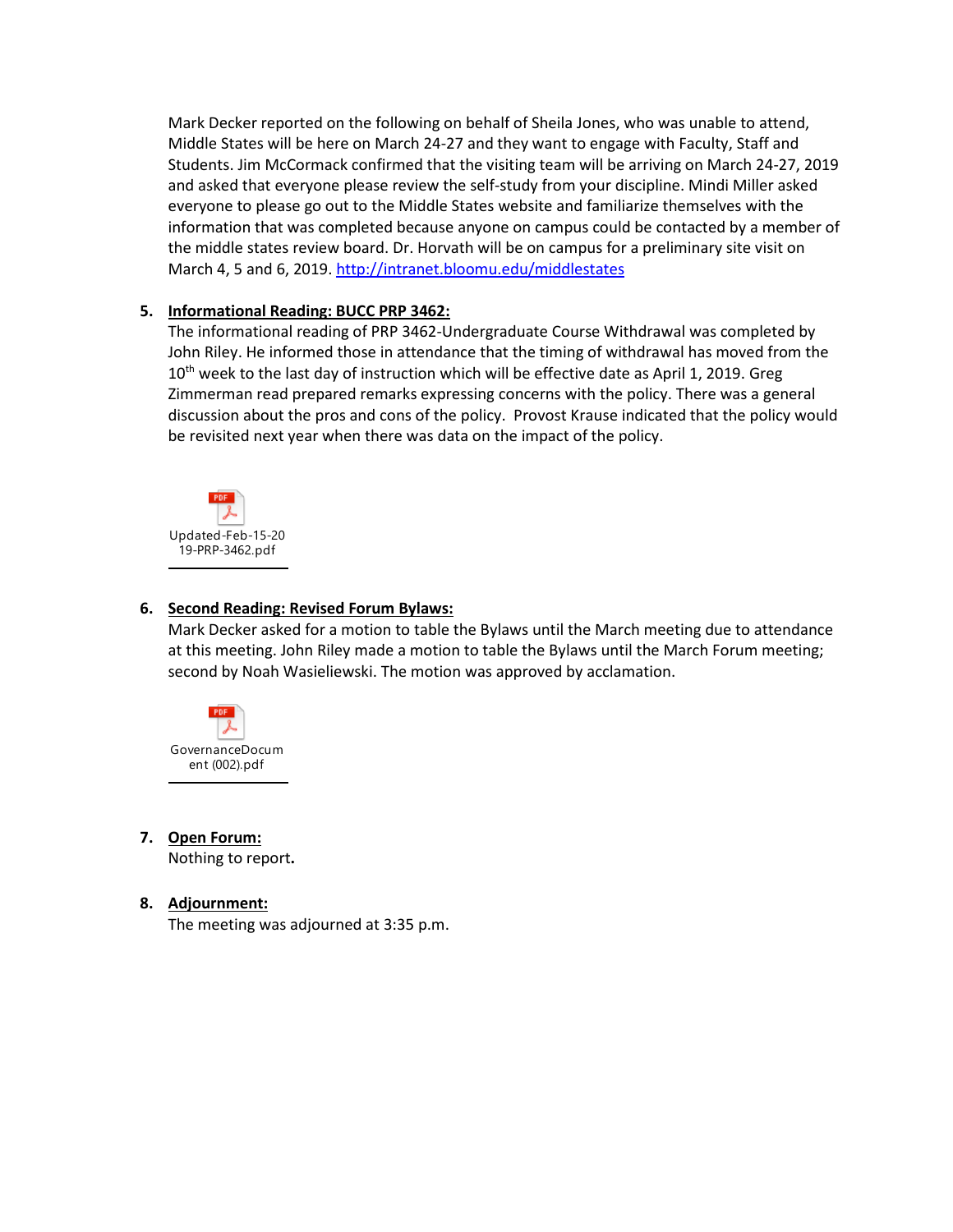Mark Decker reported on the following on behalf of Sheila Jones, who was unable to attend, Middle States will be here on March 24-27 and they want to engage with Faculty, Staff and Students. Jim McCormack confirmed that the visiting team will be arriving on March 24-27, 2019 and asked that everyone please review the self-study from your discipline. Mindi Miller asked everyone to please go out to the Middle States website and familiarize themselves with the information that was completed because anyone on campus could be contacted by a member of the middle states review board. Dr. Horvath will be on campus for a preliminary site visit on March 4, 5 and 6, 2019. http://intranet.bloomu.edu/middlestates

5. **Informational Reading: BUCC PRP 3462:**
   The informational reading of PRP 3462-Undergraduate Course Withdrawal was completed by John Riley. He informed those in attendance that the timing of withdrawal has moved from the 10th week to the last day of instruction which will be effective date as April 1, 2019. Greg Zimmerman read prepared remarks expressing concerns with the policy. There was a general discussion about the pros and cons of the policy. Provost Krause indicated that the policy would be revisited next year when there was data on the impact of the policy.

   Updated-Feb-15-2019-PRP-3462.pdf

6. **Second Reading: Revised Forum Bylaws:**
   Mark Decker asked for a motion to table the Bylaws until the March meeting due to attendance at this meeting. John Riley made a motion to table the Bylaws until the March Forum meeting; second by Noah Wasieliewski. The motion was approved by acclamation.

   GovernanceDocument (002).pdf

7. **Open Forum:**
   Nothing to report.

8. **Adjournment:**
   The meeting was adjourned at 3:35 p.m.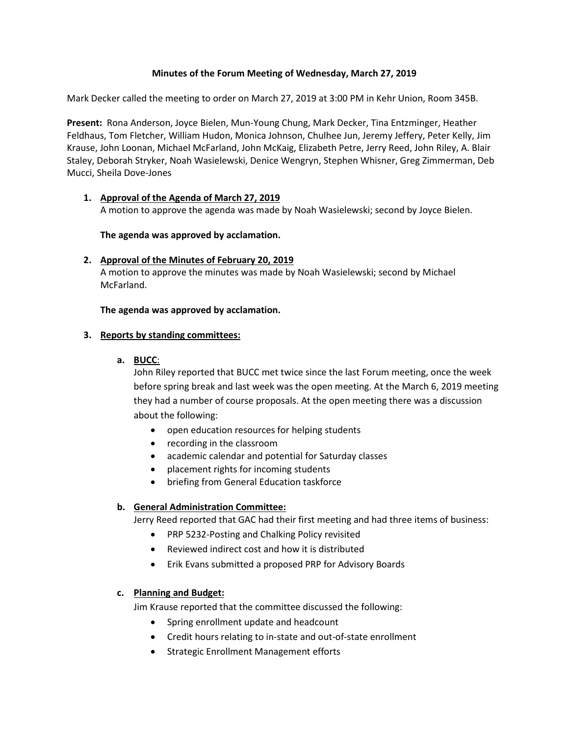**Minutes of the Forum Meeting of Wednesday, March 27, 2019**

Mark Decker called the meeting to order on March 27, 2019 at 3:00 PM in Kehr Union, Room 345B.

**Present:** Rona Anderson, Joyce Bielen, Mun-Young Chung, Mark Decker, Tina Entzminger, Heather Feldhaus, Tom Fletcher, William Hudon, Monica Johnson, Chulhee Jun, Jeremy Jeffery, Peter Kelly, Jim Krause, John Loonan, Michael McFarland, John McKaig, Elizabeth Petre, Jerry Reed, John Riley, A. Blair Staley, Deborah Stryker, Noah Wasielewski, Denice Wengryn, Stephen Whisner, Greg Zimmerman, Deb Mucci, Sheila Dove-Jones

1. **Approval of the Agenda of March 27, 2019**
   A motion to approve the agenda was made by Noah Wasielewski; second by Joyce Bielen.

   **The agenda was approved by acclamation.**

2. **Approval of the Minutes of February 20, 2019**
   A motion to approve the minutes was made by Noah Wasielewski; second by Michael McFarland.

   **The agenda was approved by acclamation.**

3. **Reports by standing committees:**

   a. **BUCC**:
      John Riley reported that BUCC met twice since the last Forum meeting, once the week before spring break and last week was the open meeting. At the March 6, 2019 meeting they had a number of course proposals. At the open meeting there was a discussion about the following:
      - open education resources for helping students
      - recording in the classroom
      - academic calendar and potential for Saturday classes
      - placement rights for incoming students
      - briefing from General Education taskforce

   b. **General Administration Committee:**
      Jerry Reed reported that GAC had their first meeting and had three items of business:
      - PRP 5232-Posting and Chalking Policy revisited
      - Reviewed indirect cost and how it is distributed
      - Erik Evans submitted a proposed PRP for Advisory Boards

   c. **Planning and Budget:**
      Jim Krause reported that the committee discussed the following:
      - Spring enrollment update and headcount
      - Credit hours relating to in-state and out-of-state enrollment
      - Strategic Enrollment Management efforts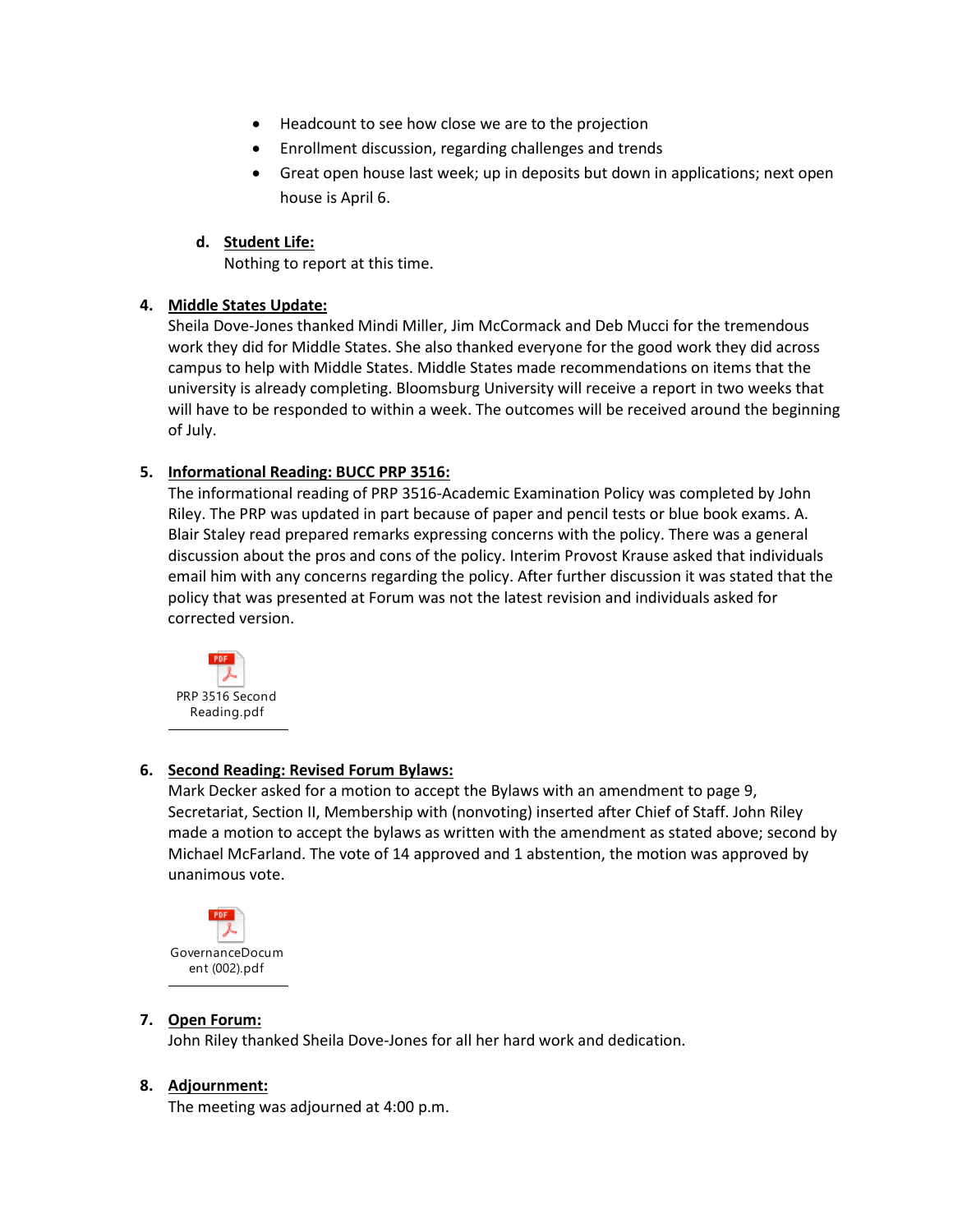- Headcount to see how close we are to the projection
- Enrollment discussion, regarding challenges and trends
- Great open house last week; up in deposits but down in applications; next open house is April 6.

**d. Student Life:**
Nothing to report at this time.

**4. Middle States Update:**
Sheila Dove-Jones thanked Mindi Miller, Jim McCormack and Deb Mucci for the tremendous work they did for Middle States. She also thanked everyone for the good work they did across campus to help with Middle States. Middle States made recommendations on items that the university is already completing. Bloomsburg University will receive a report in two weeks that will have to be responded to within a week. The outcomes will be received around the beginning of July.

**5. Informational Reading: BUCC PRP 3516:**
The informational reading of PRP 3516-Academic Examination Policy was completed by John Riley. The PRP was updated in part because of paper and pencil tests or blue book exams. A. Blair Staley read prepared remarks expressing concerns with the policy. There was a general discussion about the pros and cons of the policy. Interim Provost Krause asked that individuals email him with any concerns regarding the policy. After further discussion it was stated that the policy that was presented at Forum was not the latest revision and individuals asked for corrected version.

PRP 3516 Second Reading.pdf

**6. Second Reading: Revised Forum Bylaws:**
Mark Decker asked for a motion to accept the Bylaws with an amendment to page 9, Secretariat, Section II, Membership with (nonvoting) inserted after Chief of Staff. John Riley made a motion to accept the bylaws as written with the amendment as stated above; second by Michael McFarland. The vote of 14 approved and 1 abstention, the motion was approved by unanimous vote.

GovernanceDocument (002).pdf

**7. Open Forum:**
John Riley thanked Sheila Dove-Jones for all her hard work and dedication.

**8. Adjournment:**
The meeting was adjourned at 4:00 p.m.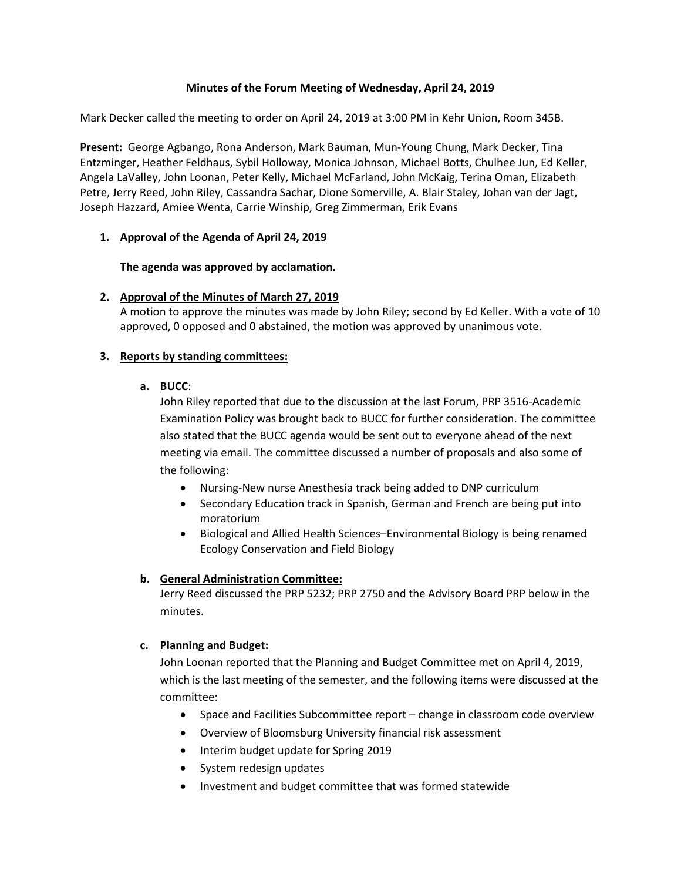**Minutes of the Forum Meeting of Wednesday, April 24, 2019**

Mark Decker called the meeting to order on April 24, 2019 at 3:00 PM in Kehr Union, Room 345B.

**Present:** George Agbango, Rona Anderson, Mark Bauman, Mun-Young Chung, Mark Decker, Tina Entzminger, Heather Feldhaus, Sybil Holloway, Monica Johnson, Michael Botts, Chulhee Jun, Ed Keller, Angela LaValley, John Loonan, Peter Kelly, Michael McFarland, John McKaig, Terina Oman, Elizabeth Petre, Jerry Reed, John Riley, Cassandra Sachar, Dione Somerville, A. Blair Staley, Johan van der Jagt, Joseph Hazzard, Amiee Wenta, Carrie Winship, Greg Zimmerman, Erik Evans

1. **Approval of the Agenda of April 24, 2019**

   **The agenda was approved by acclamation.**

2. **Approval of the Minutes of March 27, 2019**

   A motion to approve the minutes was made by John Riley; second by Ed Keller. With a vote of 10 approved, 0 opposed and 0 abstained, the motion was approved by unanimous vote.

3. **Reports by standing committees:**

   a. **BUCC**:

      John Riley reported that due to the discussion at the last Forum, PRP 3516-Academic Examination Policy was brought back to BUCC for further consideration. The committee also stated that the BUCC agenda would be sent out to everyone ahead of the next meeting via email. The committee discussed a number of proposals and also some of the following:

      - Nursing-New nurse Anesthesia track being added to DNP curriculum
      - Secondary Education track in Spanish, German and French are being put into moratorium
      - Biological and Allied Health Sciences–Environmental Biology is being renamed Ecology Conservation and Field Biology

   b. **General Administration Committee:**

      Jerry Reed discussed the PRP 5232; PRP 2750 and the Advisory Board PRP below in the minutes.

   c. **Planning and Budget:**

      John Loonan reported that the Planning and Budget Committee met on April 4, 2019, which is the last meeting of the semester, and the following items were discussed at the committee:

      - Space and Facilities Subcommittee report – change in classroom code overview
      - Overview of Bloomsburg University financial risk assessment
      - Interim budget update for Spring 2019
      - System redesign updates
      - Investment and budget committee that was formed statewide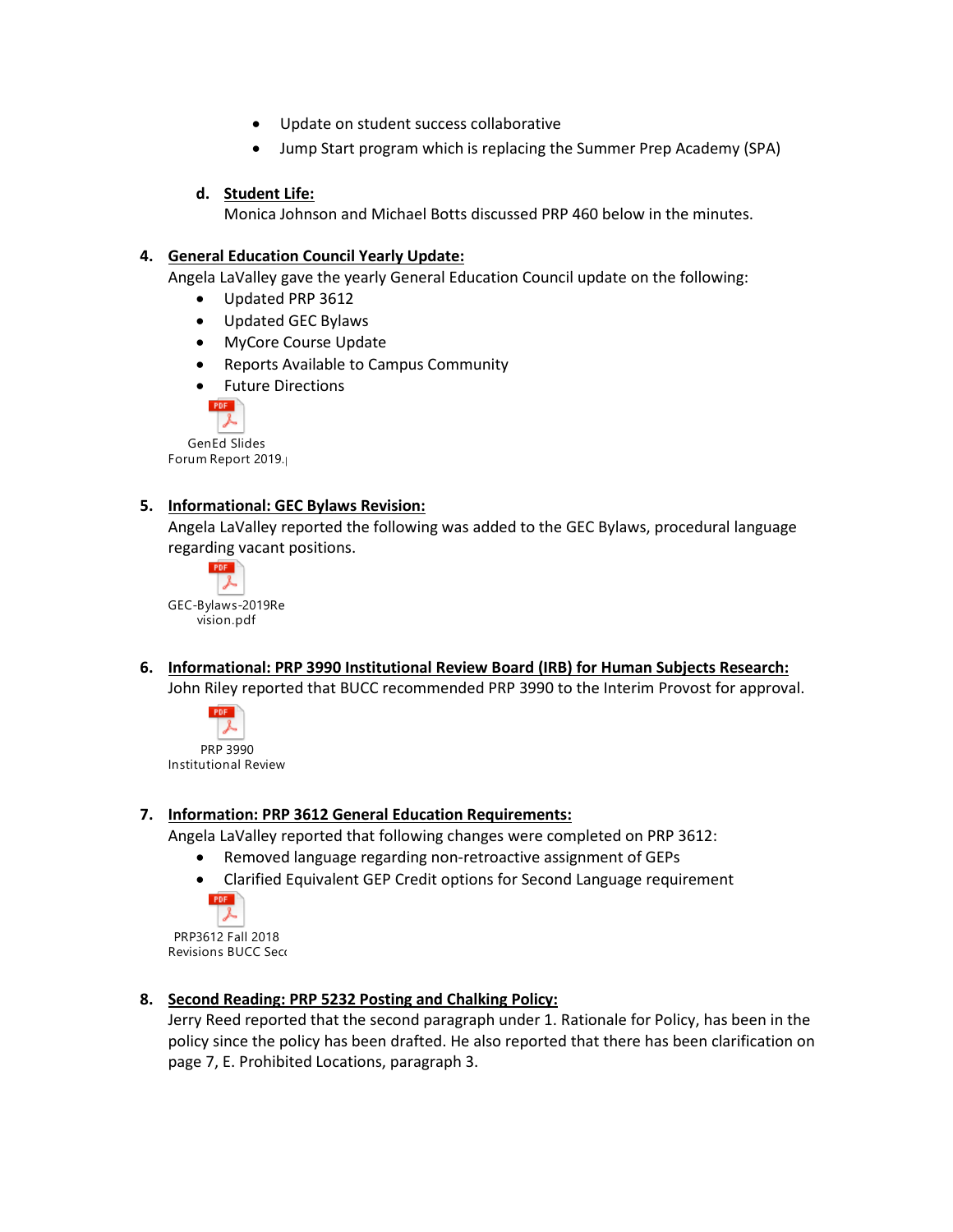- Update on student success collaborative
- Jump Start program which is replacing the Summer Prep Academy (SPA)

**d. Student Life:**
Monica Johnson and Michael Botts discussed PRP 460 below in the minutes.

**4. General Education Council Yearly Update:**
Angela LaValley gave the yearly General Education Council update on the following:

- Updated PRP 3612
- Updated GEC Bylaws
- MyCore Course Update
- Reports Available to Campus Community
- Future Directions

GenEd Slides Forum Report 2019.

**5. Informational: GEC Bylaws Revision:**
Angela LaValley reported the following was added to the GEC Bylaws, procedural language regarding vacant positions.

GEC-Bylaws-2019Revision.pdf

**6. Informational: PRP 3990 Institutional Review Board (IRB) for Human Subjects Research:**
John Riley reported that BUCC recommended PRP 3990 to the Interim Provost for approval.

PRP 3990 Institutional Review

**7. Information: PRP 3612 General Education Requirements:**
Angela LaValley reported that following changes were completed on PRP 3612:

- Removed language regarding non-retroactive assignment of GEPs
- Clarified Equivalent GEP Credit options for Second Language requirement

PRP3612 Fall 2018 Revisions BUCC Sec

**8. Second Reading: PRP 5232 Posting and Chalking Policy:**
Jerry Reed reported that the second paragraph under 1. Rationale for Policy, has been in the policy since the policy has been drafted. He also reported that there has been clarification on page 7, E. Prohibited Locations, paragraph 3.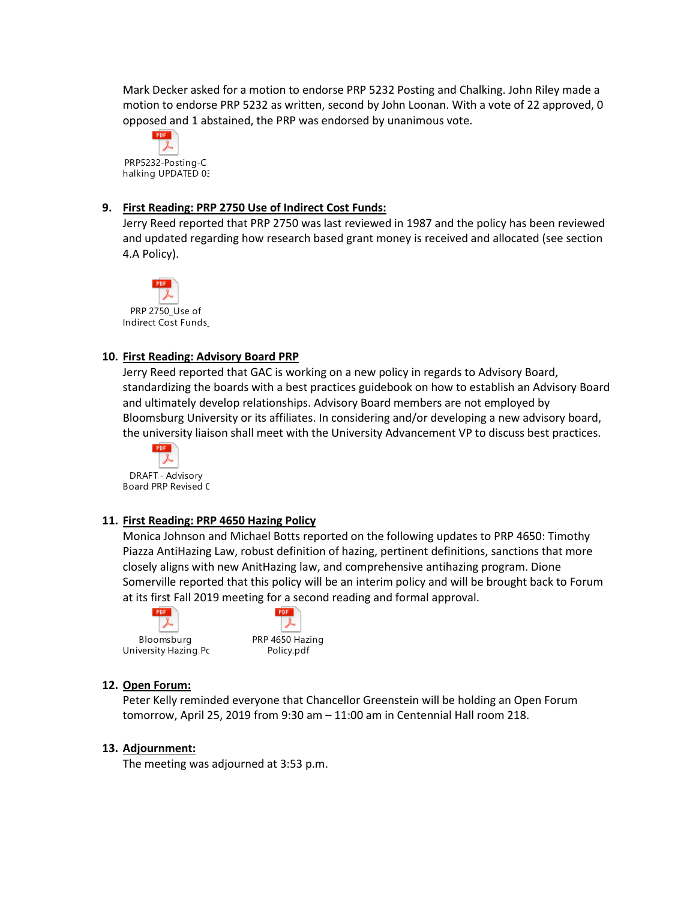Mark Decker asked for a motion to endorse PRP 5232 Posting and Chalking. John Riley made a motion to endorse PRP 5232 as written, second by John Loonan. With a vote of 22 approved, 0 opposed and 1 abstained, the PRP was endorsed by unanimous vote.

PRP5232-Posting-Chalking UPDATED 03

9. **First Reading: PRP 2750 Use of Indirect Cost Funds:**
   Jerry Reed reported that PRP 2750 was last reviewed in 1987 and the policy has been reviewed and updated regarding how research based grant money is received and allocated (see section 4.A Policy).

   PRP 2750_Use of Indirect Cost Funds_

10. **First Reading: Advisory Board PRP**
    Jerry Reed reported that GAC is working on a new policy in regards to Advisory Board, standardizing the boards with a best practices guidebook on how to establish an Advisory Board and ultimately develop relationships. Advisory Board members are not employed by Bloomsburg University or its affiliates. In considering and/or developing a new advisory board, the university liaison shall meet with the University Advancement VP to discuss best practices.

    DRAFT - Advisory Board PRP Revised C

11. **First Reading: PRP 4650 Hazing Policy**
    Monica Johnson and Michael Botts reported on the following updates to PRP 4650: Timothy Piazza AntiHazing Law, robust definition of hazing, pertinent definitions, sanctions that more closely aligns with new AnitHazing law, and comprehensive antihazing program. Dione Somerville reported that this policy will be an interim policy and will be brought back to Forum at its first Fall 2019 meeting for a second reading and formal approval.

    Bloomsburg University Hazing Pc

    PRP 4650 Hazing Policy.pdf

12. **Open Forum:**
    Peter Kelly reminded everyone that Chancellor Greenstein will be holding an Open Forum tomorrow, April 25, 2019 from 9:30 am – 11:00 am in Centennial Hall room 218.

13. **Adjournment:**
    The meeting was adjourned at 3:53 p.m.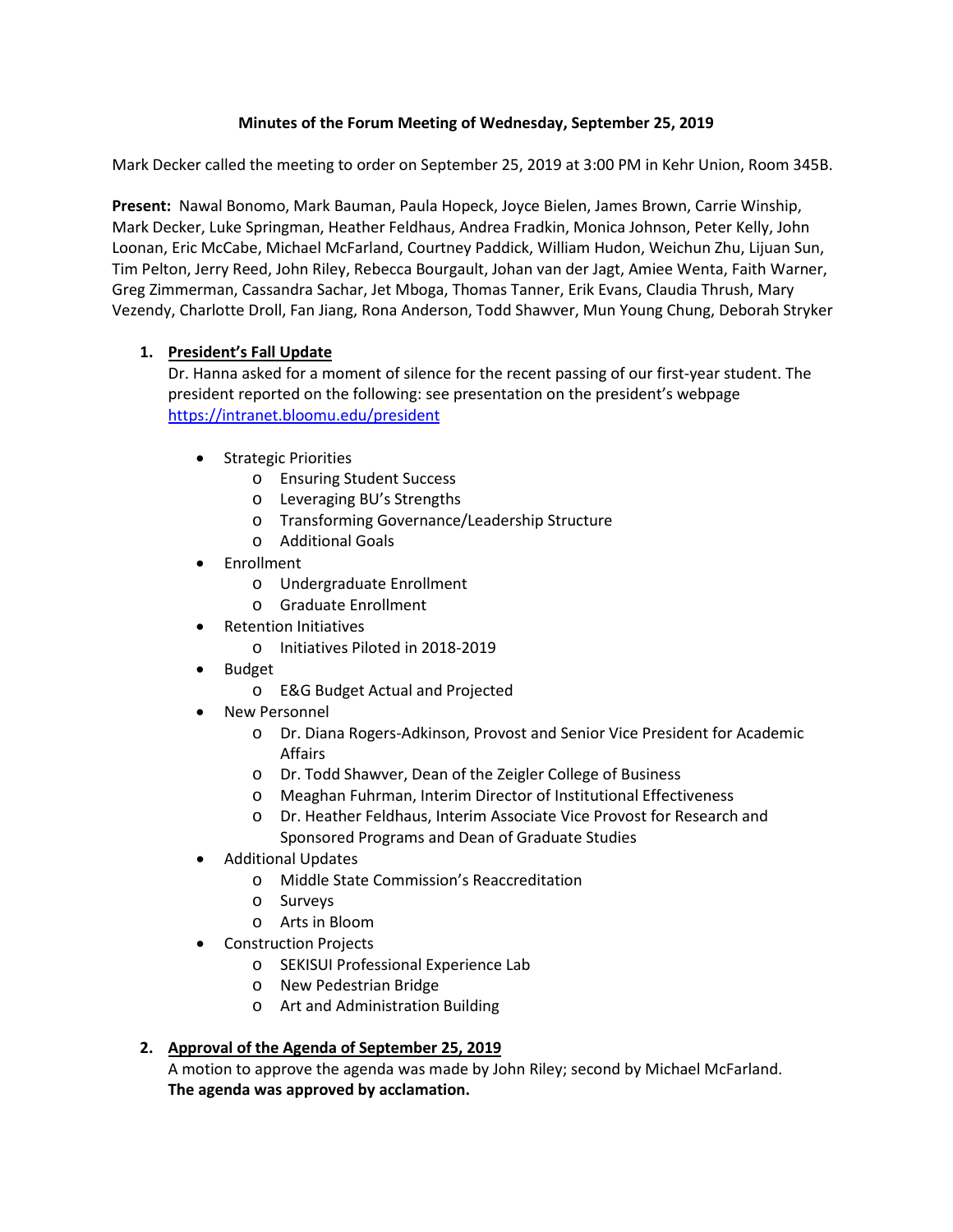**Minutes of the Forum Meeting of Wednesday, September 25, 2019**

Mark Decker called the meeting to order on September 25, 2019 at 3:00 PM in Kehr Union, Room 345B.

**Present:** Nawal Bonomo, Mark Bauman, Paula Hopeck, Joyce Bielen, James Brown, Carrie Winship, Mark Decker, Luke Springman, Heather Feldhaus, Andrea Fradkin, Monica Johnson, Peter Kelly, John Loonan, Eric McCabe, Michael McFarland, Courtney Paddick, William Hudon, Weichun Zhu, Lijuan Sun, Tim Pelton, Jerry Reed, John Riley, Rebecca Bourgault, Johan van der Jagt, Amiee Wenta, Faith Warner, Greg Zimmerman, Cassandra Sachar, Jet Mboga, Thomas Tanner, Erik Evans, Claudia Thrush, Mary Vezendy, Charlotte Droll, Fan Jiang, Rona Anderson, Todd Shawver, Mun Young Chung, Deborah Stryker

1. **President's Fall Update**

   Dr. Hanna asked for a moment of silence for the recent passing of our first-year student. The president reported on the following: see presentation on the president's webpage https://intranet.bloomu.edu/president

   - Strategic Priorities
     - Ensuring Student Success
     - Leveraging BU's Strengths
     - Transforming Governance/Leadership Structure
     - Additional Goals
   - Enrollment
     - Undergraduate Enrollment
     - Graduate Enrollment
   - Retention Initiatives
     - Initiatives Piloted in 2018-2019
   - Budget
     - E&G Budget Actual and Projected
   - New Personnel
     - Dr. Diana Rogers-Adkinson, Provost and Senior Vice President for Academic Affairs
     - Dr. Todd Shawver, Dean of the Zeigler College of Business
     - Meaghan Fuhrman, Interim Director of Institutional Effectiveness
     - Dr. Heather Feldhaus, Interim Associate Vice Provost for Research and Sponsored Programs and Dean of Graduate Studies
   - Additional Updates
     - Middle State Commission's Reaccreditation
     - Surveys
     - Arts in Bloom
   - Construction Projects
     - SEKISUI Professional Experience Lab
     - New Pedestrian Bridge
     - Art and Administration Building

2. **Approval of the Agenda of September 25, 2019**

   A motion to approve the agenda was made by John Riley; second by Michael McFarland.
   **The agenda was approved by acclamation.**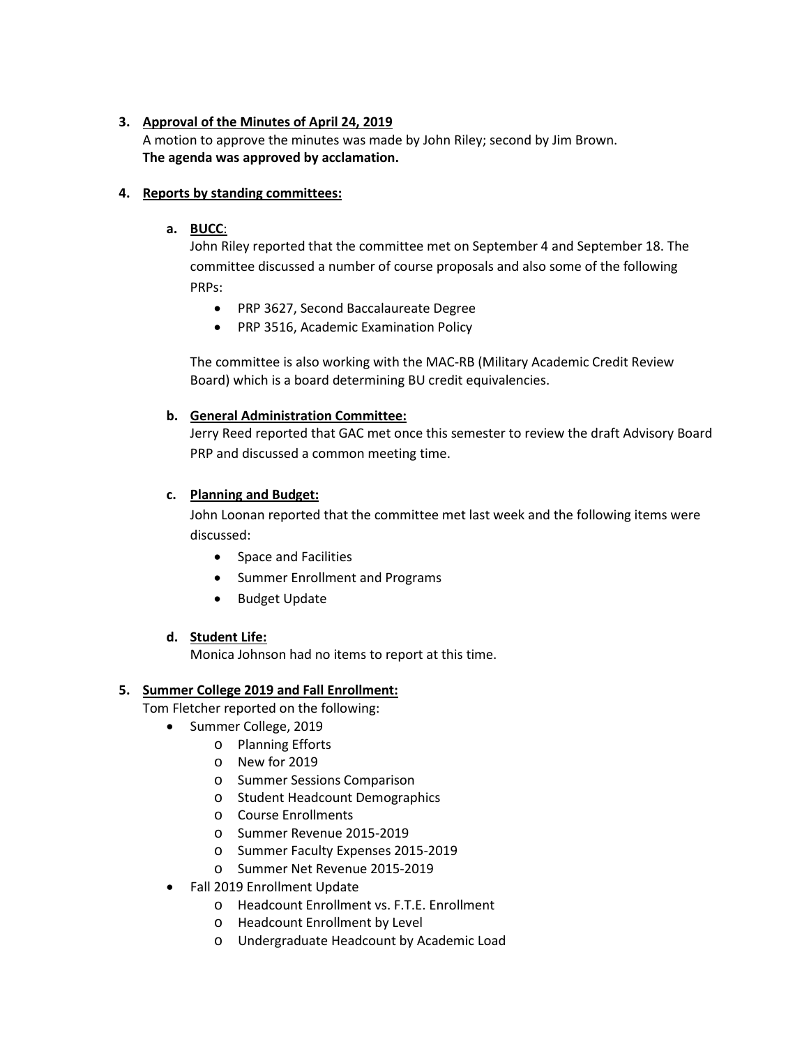3. **Approval of the Minutes of April 24, 2019**

   A motion to approve the minutes was made by John Riley; second by Jim Brown.
   **The agenda was approved by acclamation.**

4. **Reports by standing committees:**

   a. **BUCC**:

   John Riley reported that the committee met on September 4 and September 18. The committee discussed a number of course proposals and also some of the following PRPs:

   - PRP 3627, Second Baccalaureate Degree
   - PRP 3516, Academic Examination Policy

   The committee is also working with the MAC-RB (Military Academic Credit Review Board) which is a board determining BU credit equivalencies.

   b. **General Administration Committee:**

   Jerry Reed reported that GAC met once this semester to review the draft Advisory Board PRP and discussed a common meeting time.

   c. **Planning and Budget:**

   John Loonan reported that the committee met last week and the following items were discussed:

   - Space and Facilities
   - Summer Enrollment and Programs
   - Budget Update

   d. **Student Life:**

   Monica Johnson had no items to report at this time.

5. **Summer College 2019 and Fall Enrollment:**

   Tom Fletcher reported on the following:

   - Summer College, 2019
     - Planning Efforts
     - New for 2019
     - Summer Sessions Comparison
     - Student Headcount Demographics
     - Course Enrollments
     - Summer Revenue 2015-2019
     - Summer Faculty Expenses 2015-2019
     - Summer Net Revenue 2015-2019
   - Fall 2019 Enrollment Update
     - Headcount Enrollment vs. F.T.E. Enrollment
     - Headcount Enrollment by Level
     - Undergraduate Headcount by Academic Load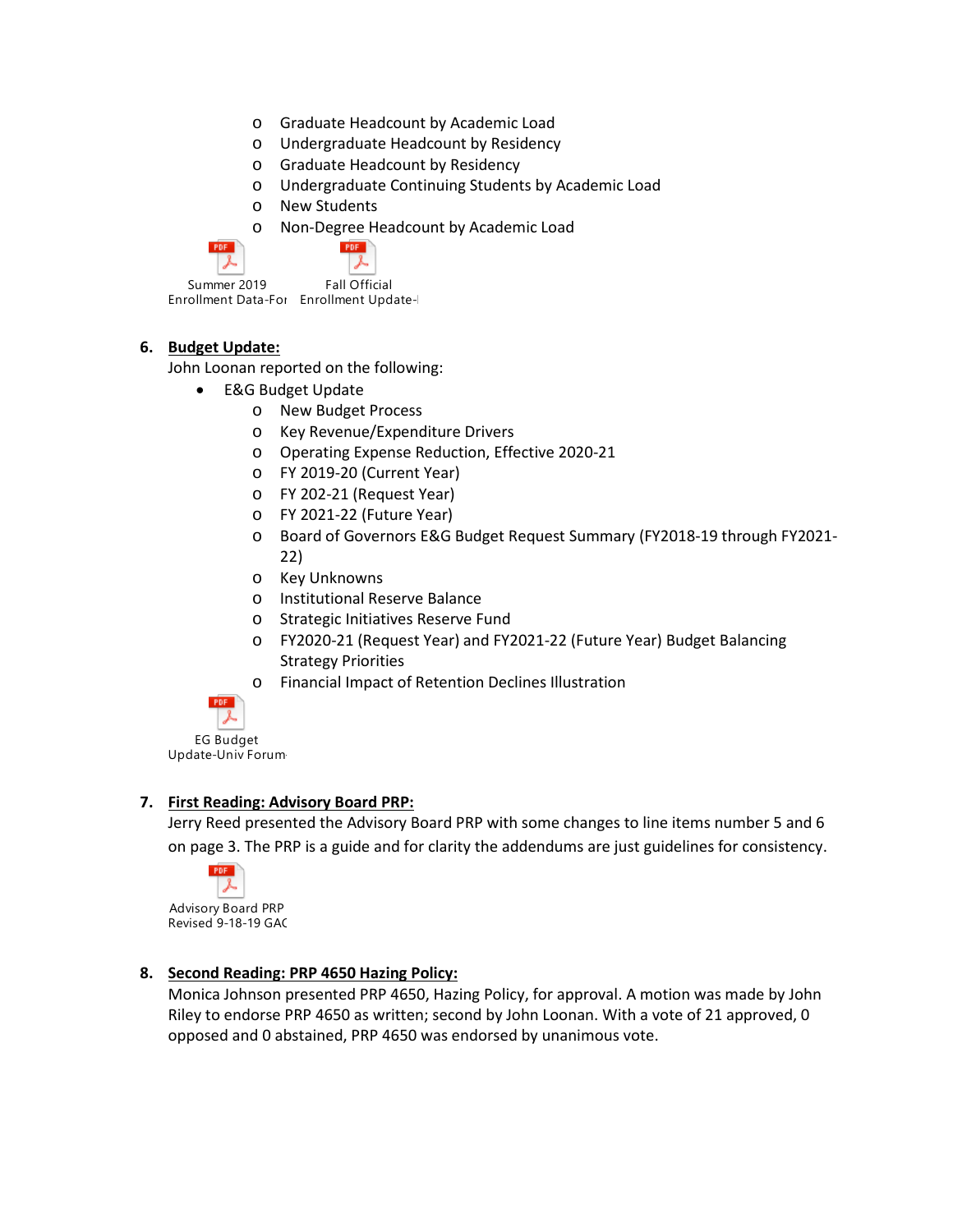- Graduate Headcount by Academic Load
- Undergraduate Headcount by Residency
- Graduate Headcount by Residency
- Undergraduate Continuing Students by Academic Load
- New Students
- Non-Degree Headcount by Academic Load

Summer 2019 Enrollment Data-For    Fall Official Enrollment Update-

6. **Budget Update:**

   John Loonan reported on the following:

   - E&G Budget Update
     - New Budget Process
     - Key Revenue/Expenditure Drivers
     - Operating Expense Reduction, Effective 2020-21
     - FY 2019-20 (Current Year)
     - FY 202-21 (Request Year)
     - FY 2021-22 (Future Year)
     - Board of Governors E&G Budget Request Summary (FY2018-19 through FY2021-22)
     - Key Unknowns
     - Institutional Reserve Balance
     - Strategic Initiatives Reserve Fund
     - FY2020-21 (Request Year) and FY2021-22 (Future Year) Budget Balancing Strategy Priorities
     - Financial Impact of Retention Declines Illustration

   EG Budget Update-Univ Forum

7. **First Reading: Advisory Board PRP:**

   Jerry Reed presented the Advisory Board PRP with some changes to line items number 5 and 6 on page 3. The PRP is a guide and for clarity the addendums are just guidelines for consistency.

   Advisory Board PRP Revised 9-18-19 GAC

8. **Second Reading: PRP 4650 Hazing Policy:**

   Monica Johnson presented PRP 4650, Hazing Policy, for approval. A motion was made by John Riley to endorse PRP 4650 as written; second by John Loonan. With a vote of 21 approved, 0 opposed and 0 abstained, PRP 4650 was endorsed by unanimous vote.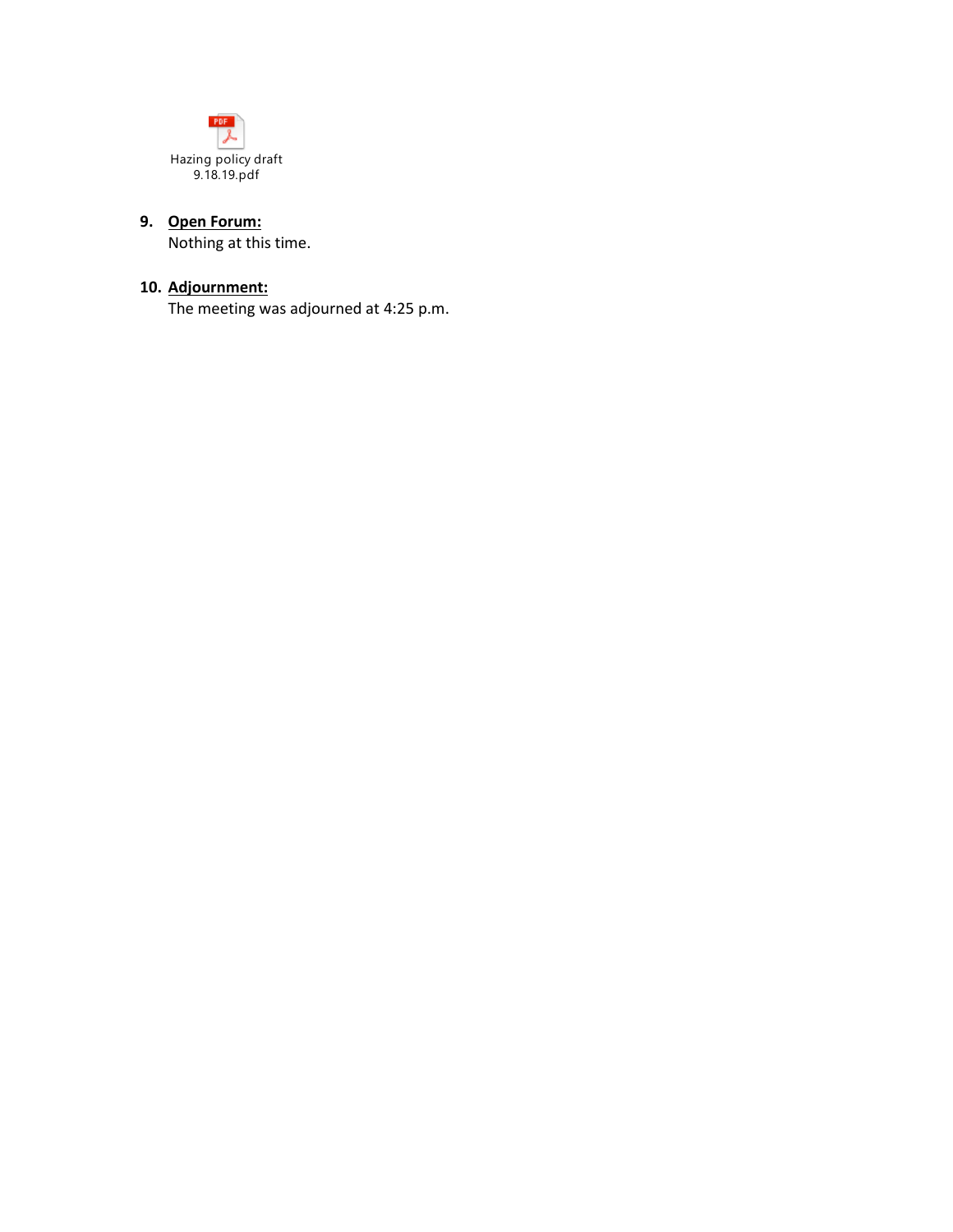Hazing policy draft 9.18.19.pdf

9. **Open Forum:**
   Nothing at this time.

10. **Adjournment:**
    The meeting was adjourned at 4:25 p.m.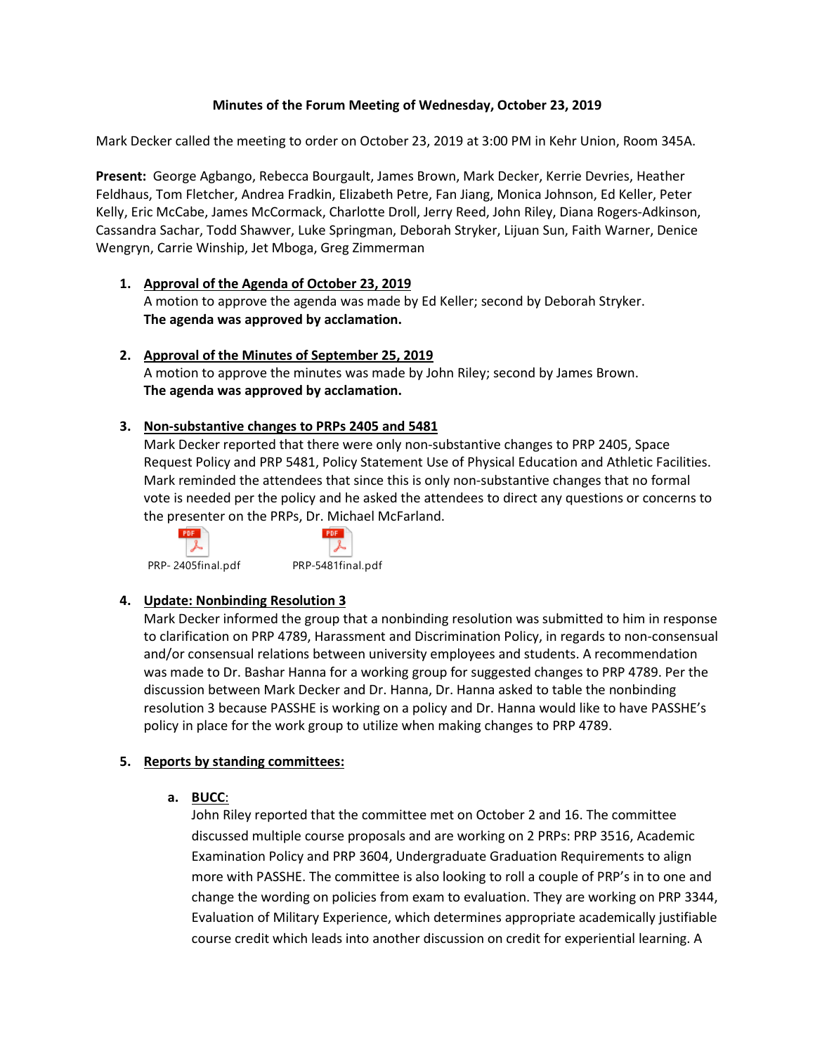**Minutes of the Forum Meeting of Wednesday, October 23, 2019**

Mark Decker called the meeting to order on October 23, 2019 at 3:00 PM in Kehr Union, Room 345A.

**Present:** George Agbango, Rebecca Bourgault, James Brown, Mark Decker, Kerrie Devries, Heather Feldhaus, Tom Fletcher, Andrea Fradkin, Elizabeth Petre, Fan Jiang, Monica Johnson, Ed Keller, Peter Kelly, Eric McCabe, James McCormack, Charlotte Droll, Jerry Reed, John Riley, Diana Rogers-Adkinson, Cassandra Sachar, Todd Shawver, Luke Springman, Deborah Stryker, Lijuan Sun, Faith Warner, Denice Wengryn, Carrie Winship, Jet Mboga, Greg Zimmerman

1. **Approval of the Agenda of October 23, 2019**
   A motion to approve the agenda was made by Ed Keller; second by Deborah Stryker.
   **The agenda was approved by acclamation.**

2. **Approval of the Minutes of September 25, 2019**
   A motion to approve the minutes was made by John Riley; second by James Brown.
   **The agenda was approved by acclamation.**

3. **Non-substantive changes to PRPs 2405 and 5481**
   Mark Decker reported that there were only non-substantive changes to PRP 2405, Space Request Policy and PRP 5481, Policy Statement Use of Physical Education and Athletic Facilities. Mark reminded the attendees that since this is only non-substantive changes that no formal vote is needed per the policy and he asked the attendees to direct any questions or concerns to the presenter on the PRPs, Dr. Michael McFarland.

   PRP- 2405final.pdf PRP-5481final.pdf

4. **Update: Nonbinding Resolution 3**
   Mark Decker informed the group that a nonbinding resolution was submitted to him in response to clarification on PRP 4789, Harassment and Discrimination Policy, in regards to non-consensual and/or consensual relations between university employees and students. A recommendation was made to Dr. Bashar Hanna for a working group for suggested changes to PRP 4789. Per the discussion between Mark Decker and Dr. Hanna, Dr. Hanna asked to table the nonbinding resolution 3 because PASSHE is working on a policy and Dr. Hanna would like to have PASSHE's policy in place for the work group to utilize when making changes to PRP 4789.

5. **Reports by standing committees:**

   a. **BUCC:**
   John Riley reported that the committee met on October 2 and 16. The committee discussed multiple course proposals and are working on 2 PRPs: PRP 3516, Academic Examination Policy and PRP 3604, Undergraduate Graduation Requirements to align more with PASSHE. The committee is also looking to roll a couple of PRP's in to one and change the wording on policies from exam to evaluation. They are working on PRP 3344, Evaluation of Military Experience, which determines appropriate academically justifiable course credit which leads into another discussion on credit for experiential learning. A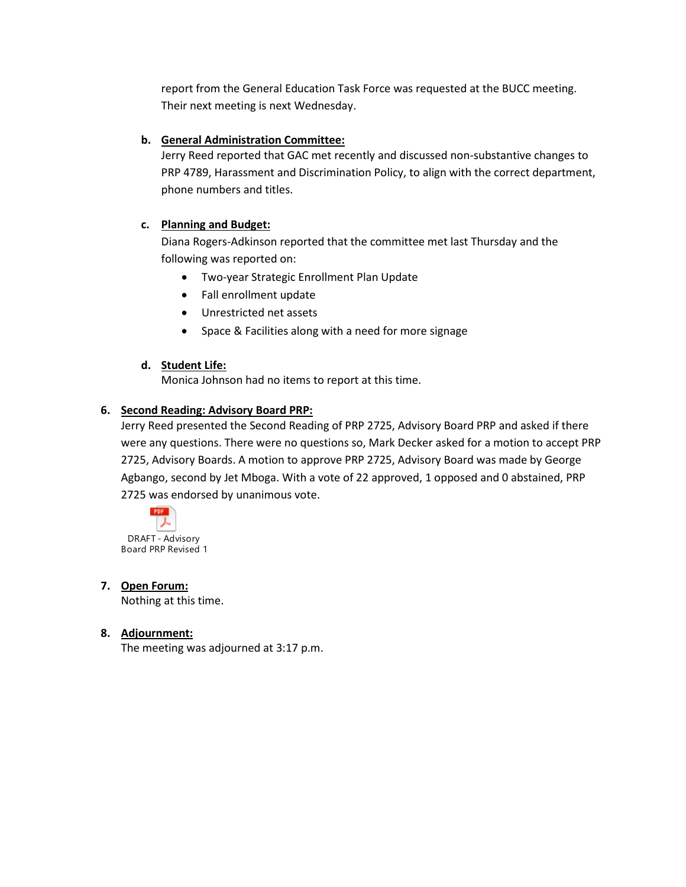report from the General Education Task Force was requested at the BUCC meeting. Their next meeting is next Wednesday.

**b. General Administration Committee:**

Jerry Reed reported that GAC met recently and discussed non-substantive changes to PRP 4789, Harassment and Discrimination Policy, to align with the correct department, phone numbers and titles.

**c. Planning and Budget:**

Diana Rogers-Adkinson reported that the committee met last Thursday and the following was reported on:

- Two-year Strategic Enrollment Plan Update
- Fall enrollment update
- Unrestricted net assets
- Space & Facilities along with a need for more signage

**d. Student Life:**

Monica Johnson had no items to report at this time.

**6. Second Reading: Advisory Board PRP:**

Jerry Reed presented the Second Reading of PRP 2725, Advisory Board PRP and asked if there were any questions. There were no questions so, Mark Decker asked for a motion to accept PRP 2725, Advisory Boards. A motion to approve PRP 2725, Advisory Board was made by George Agbango, second by Jet Mboga. With a vote of 22 approved, 1 opposed and 0 abstained, PRP 2725 was endorsed by unanimous vote.

DRAFT - Advisory Board PRP Revised 1

**7. Open Forum:**

Nothing at this time.

**8. Adjournment:**

The meeting was adjourned at 3:17 p.m.